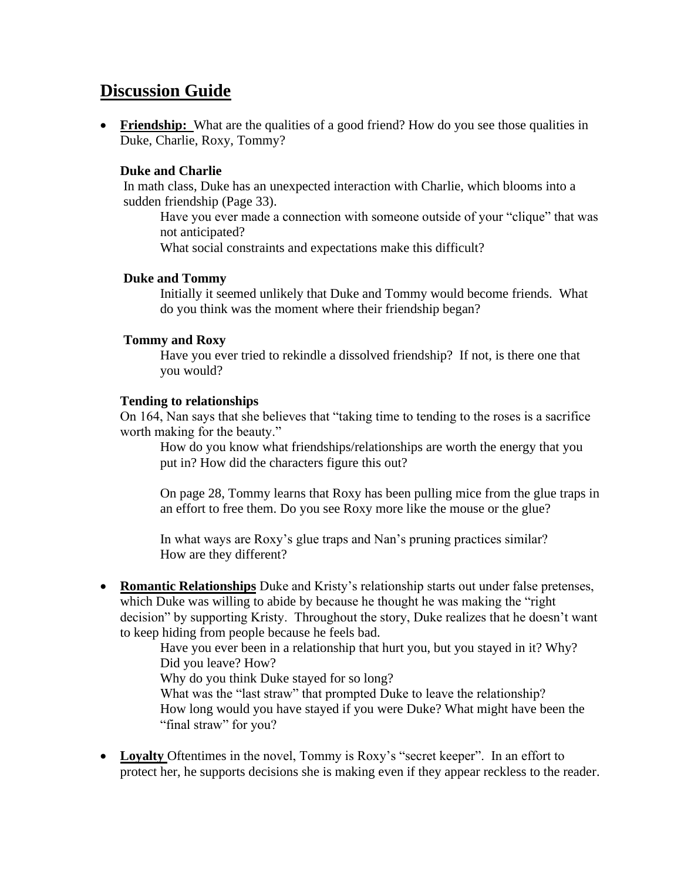# Discussion Guide

- **Friendship:** What are the qualities of a good friend? How do you see those qualities in Duke, Charlie, Roxy, Tommy?

  **Duke and Charlie**

  In math class, Duke has an unexpected interaction with Charlie, which blooms into a sudden friendship (Page 33).

  Have you ever made a connection with someone outside of your "clique" that was not anticipated?

  What social constraints and expectations make this difficult?

  **Duke and Tommy**

  Initially it seemed unlikely that Duke and Tommy would become friends. What do you think was the moment where their friendship began?

  **Tommy and Roxy**

  Have you ever tried to rekindle a dissolved friendship? If not, is there one that you would?

  **Tending to relationships**

  On 164, Nan says that she believes that "taking time to tending to the roses is a sacrifice worth making for the beauty."

  How do you know what friendships/relationships are worth the energy that you put in? How did the characters figure this out?

  On page 28, Tommy learns that Roxy has been pulling mice from the glue traps in an effort to free them. Do you see Roxy more like the mouse or the glue?

  In what ways are Roxy's glue traps and Nan's pruning practices similar? How are they different?

- **Romantic Relationships** Duke and Kristy's relationship starts out under false pretenses, which Duke was willing to abide by because he thought he was making the "right decision" by supporting Kristy. Throughout the story, Duke realizes that he doesn't want to keep hiding from people because he feels bad.

  Have you ever been in a relationship that hurt you, but you stayed in it? Why? Did you leave? How?

  Why do you think Duke stayed for so long?

  What was the "last straw" that prompted Duke to leave the relationship?

  How long would you have stayed if you were Duke? What might have been the "final straw" for you?

- **Loyalty** Oftentimes in the novel, Tommy is Roxy's "secret keeper". In an effort to protect her, he supports decisions she is making even if they appear reckless to the reader.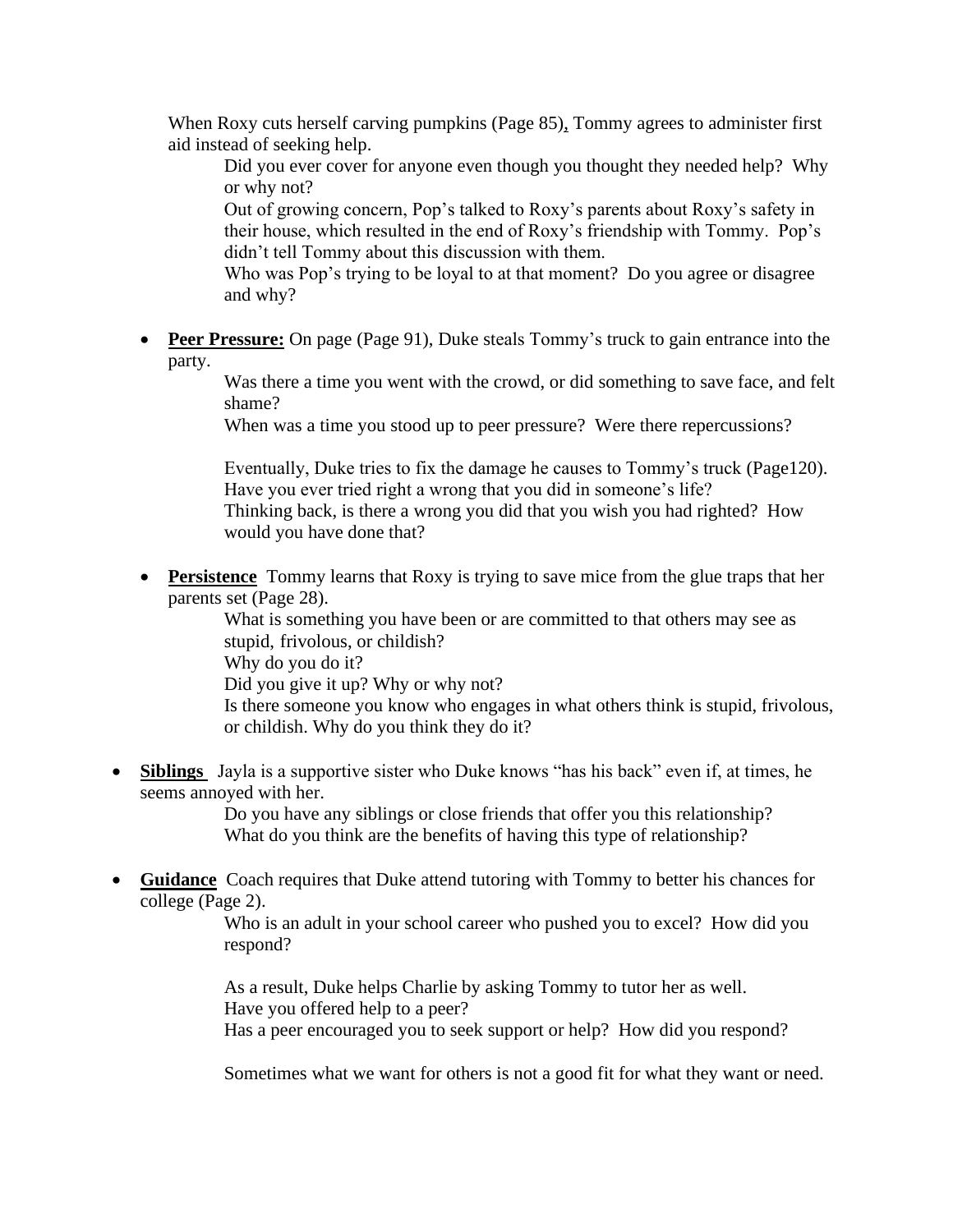When Roxy cuts herself carving pumpkins (Page 85), Tommy agrees to administer first aid instead of seeking help.

> Did you ever cover for anyone even though you thought they needed help? Why or why not?
>
> Out of growing concern, Pop's talked to Roxy's parents about Roxy's safety in their house, which resulted in the end of Roxy's friendship with Tommy. Pop's didn't tell Tommy about this discussion with them.
>
> Who was Pop's trying to be loyal to at that moment? Do you agree or disagree and why?

- **Peer Pressure:** On page (Page 91), Duke steals Tommy's truck to gain entrance into the party.

  > Was there a time you went with the crowd, or did something to save face, and felt shame?
  >
  > When was a time you stood up to peer pressure? Were there repercussions?
  >
  > Eventually, Duke tries to fix the damage he causes to Tommy's truck (Page120).
  >
  > Have you ever tried right a wrong that you did in someone's life?
  >
  > Thinking back, is there a wrong you did that you wish you had righted? How would you have done that?

- **Persistence** Tommy learns that Roxy is trying to save mice from the glue traps that her parents set (Page 28).

  > What is something you have been or are committed to that others may see as stupid, frivolous, or childish?
  >
  > Why do you do it?
  >
  > Did you give it up? Why or why not?
  >
  > Is there someone you know who engages in what others think is stupid, frivolous, or childish. Why do you think they do it?

- **Siblings** Jayla is a supportive sister who Duke knows "has his back" even if, at times, he seems annoyed with her.

  > Do you have any siblings or close friends that offer you this relationship?
  >
  > What do you think are the benefits of having this type of relationship?

- **Guidance** Coach requires that Duke attend tutoring with Tommy to better his chances for college (Page 2).

  > Who is an adult in your school career who pushed you to excel? How did you respond?
  >
  > As a result, Duke helps Charlie by asking Tommy to tutor her as well.
  >
  > Have you offered help to a peer?
  >
  > Has a peer encouraged you to seek support or help? How did you respond?
  >
  > Sometimes what we want for others is not a good fit for what they want or need.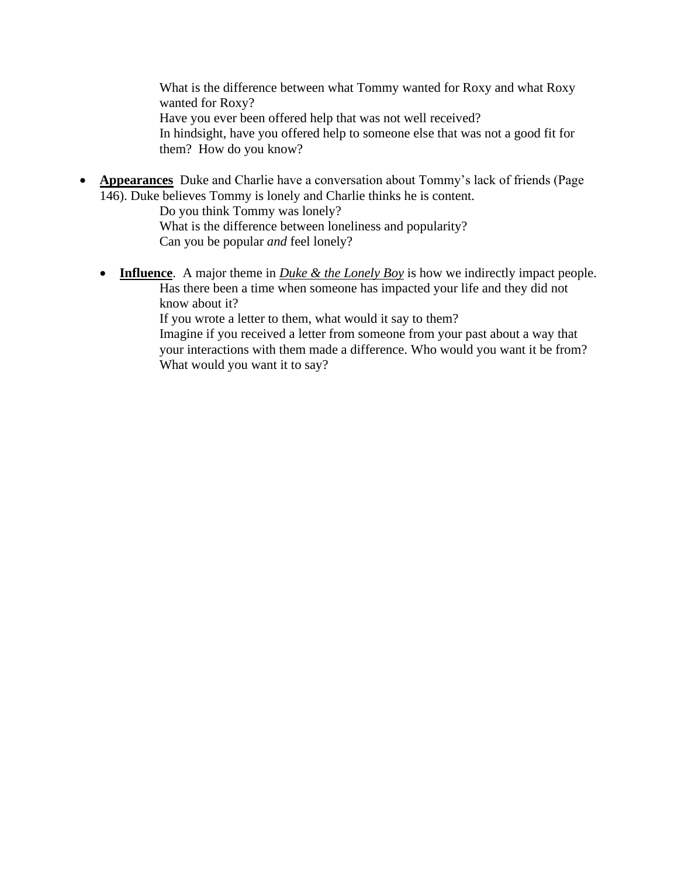What is the difference between what Tommy wanted for Roxy and what Roxy wanted for Roxy?
Have you ever been offered help that was not well received?
In hindsight, have you offered help to someone else that was not a good fit for them? How do you know?

- **<u>Appearances</u>** Duke and Charlie have a conversation about Tommy's lack of friends (Page 146). Duke believes Tommy is lonely and Charlie thinks he is content.
  Do you think Tommy was lonely?
  What is the difference between loneliness and popularity?
  Can you be popular *and* feel lonely?

  - **<u>Influence</u>**. A major theme in ***<u>Duke & the Lonely Boy</u>*** is how we indirectly impact people.
    Has there been a time when someone has impacted your life and they did not know about it?
    If you wrote a letter to them, what would it say to them?
    Imagine if you received a letter from someone from your past about a way that your interactions with them made a difference. Who would you want it be from? What would you want it to say?